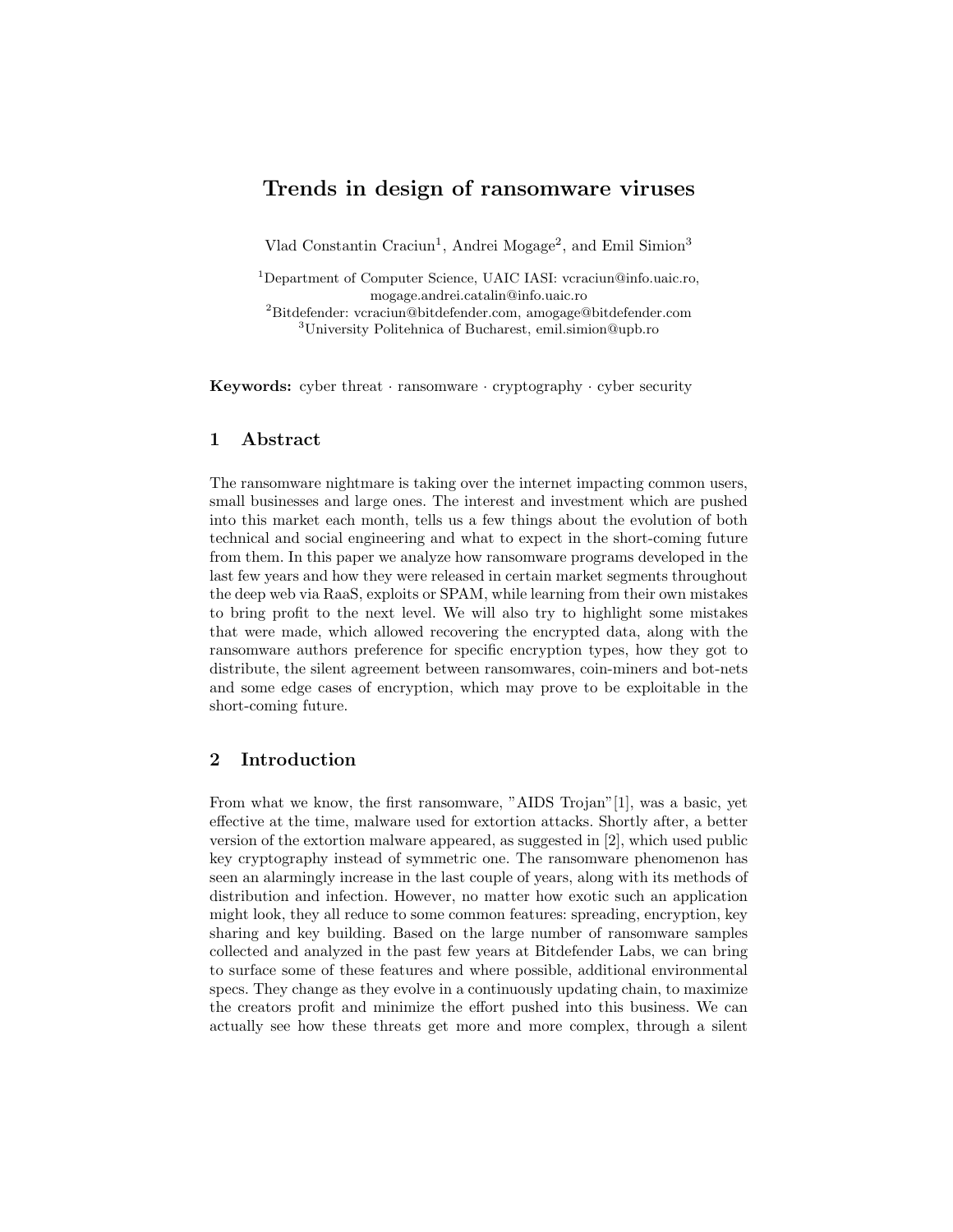# Trends in design of ransomware viruses

Vlad Constantin Craciun[1], Andrei Mogage[2], and Emil Simion[3]

[1]Department of Computer Science, UAIC IASI: vcraciun@info.uaic.ro, mogage.andrei.catalin@info.uaic.ro
[2]Bitdefender: vcraciun@bitdefender.com, amogage@bitdefender.com
[3]University Politehnica of Bucharest, emil.simion@upb.ro

**Keywords:** cyber threat · ransomware · cryptography · cyber security

## 1 Abstract

The ransomware nightmare is taking over the internet impacting common users, small businesses and large ones. The interest and investment which are pushed into this market each month, tells us a few things about the evolution of both technical and social engineering and what to expect in the short-coming future from them. In this paper we analyze how ransomware programs developed in the last few years and how they were released in certain market segments throughout the deep web via RaaS, exploits or SPAM, while learning from their own mistakes to bring profit to the next level. We will also try to highlight some mistakes that were made, which allowed recovering the encrypted data, along with the ransomware authors preference for specific encryption types, how they got to distribute, the silent agreement between ransomwares, coin-miners and bot-nets and some edge cases of encryption, which may prove to be exploitable in the short-coming future.

## 2 Introduction

From what we know, the first ransomware, "AIDS Trojan"[1], was a basic, yet effective at the time, malware used for extortion attacks. Shortly after, a better version of the extortion malware appeared, as suggested in [2], which used public key cryptography instead of symmetric one. The ransomware phenomenon has seen an alarmingly increase in the last couple of years, along with its methods of distribution and infection. However, no matter how exotic such an application might look, they all reduce to some common features: spreading, encryption, key sharing and key building. Based on the large number of ransomware samples collected and analyzed in the past few years at Bitdefender Labs, we can bring to surface some of these features and where possible, additional environmental specs. They change as they evolve in a continuously updating chain, to maximize the creators profit and minimize the effort pushed into this business. We can actually see how these threats get more and more complex, through a silent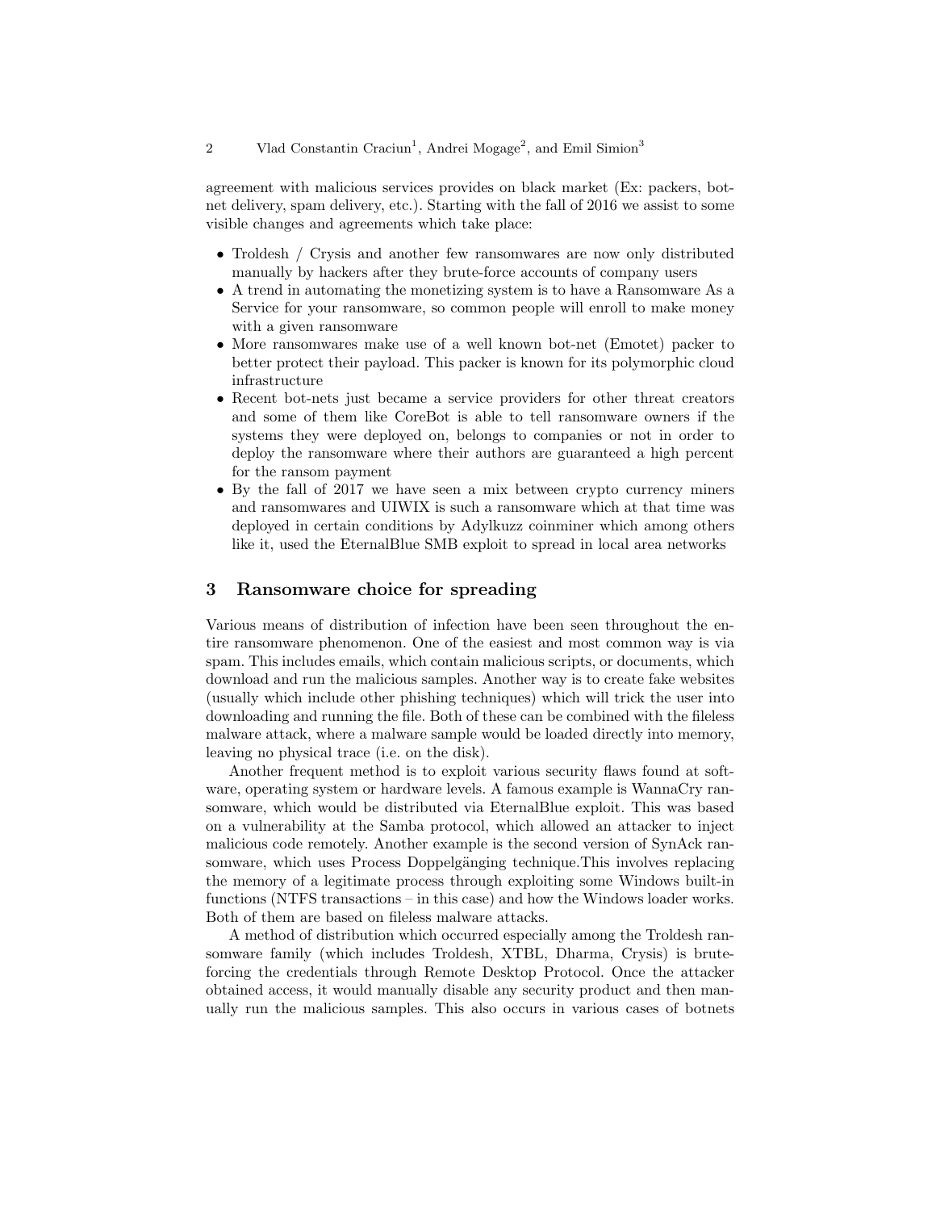agreement with malicious services provides on black market (Ex: packers, bot-net delivery, spam delivery, etc.). Starting with the fall of 2016 we assist to some visible changes and agreements which take place:

- Troldesh / Crysis and another few ransomwares are now only distributed manually by hackers after they brute-force accounts of company users
- A trend in automating the monetizing system is to have a Ransomware As a Service for your ransomware, so common people will enroll to make money with a given ransomware
- More ransomwares make use of a well known bot-net (Emotet) packer to better protect their payload. This packer is known for its polymorphic cloud infrastructure
- Recent bot-nets just became a service providers for other threat creators and some of them like CoreBot is able to tell ransomware owners if the systems they were deployed on, belongs to companies or not in order to deploy the ransomware where their authors are guaranteed a high percent for the ransom payment
- By the fall of 2017 we have seen a mix between crypto currency miners and ransomwares and UIWIX is such a ransomware which at that time was deployed in certain conditions by Adylkuzz coinminer which among others like it, used the EternalBlue SMB exploit to spread in local area networks

## 3 Ransomware choice for spreading

Various means of distribution of infection have been seen throughout the entire ransomware phenomenon. One of the easiest and most common way is via spam. This includes emails, which contain malicious scripts, or documents, which download and run the malicious samples. Another way is to create fake websites (usually which include other phishing techniques) which will trick the user into downloading and running the file. Both of these can be combined with the fileless malware attack, where a malware sample would be loaded directly into memory, leaving no physical trace (i.e. on the disk).

Another frequent method is to exploit various security flaws found at software, operating system or hardware levels. A famous example is WannaCry ransomware, which would be distributed via EternalBlue exploit. This was based on a vulnerability at the Samba protocol, which allowed an attacker to inject malicious code remotely. Another example is the second version of SynAck ransomware, which uses Process Doppelgänging technique.This involves replacing the memory of a legitimate process through exploiting some Windows built-in functions (NTFS transactions – in this case) and how the Windows loader works. Both of them are based on fileless malware attacks.

A method of distribution which occurred especially among the Troldesh ransomware family (which includes Troldesh, XTBL, Dharma, Crysis) is brute-forcing the credentials through Remote Desktop Protocol. Once the attacker obtained access, it would manually disable any security product and then manually run the malicious samples. This also occurs in various cases of botnets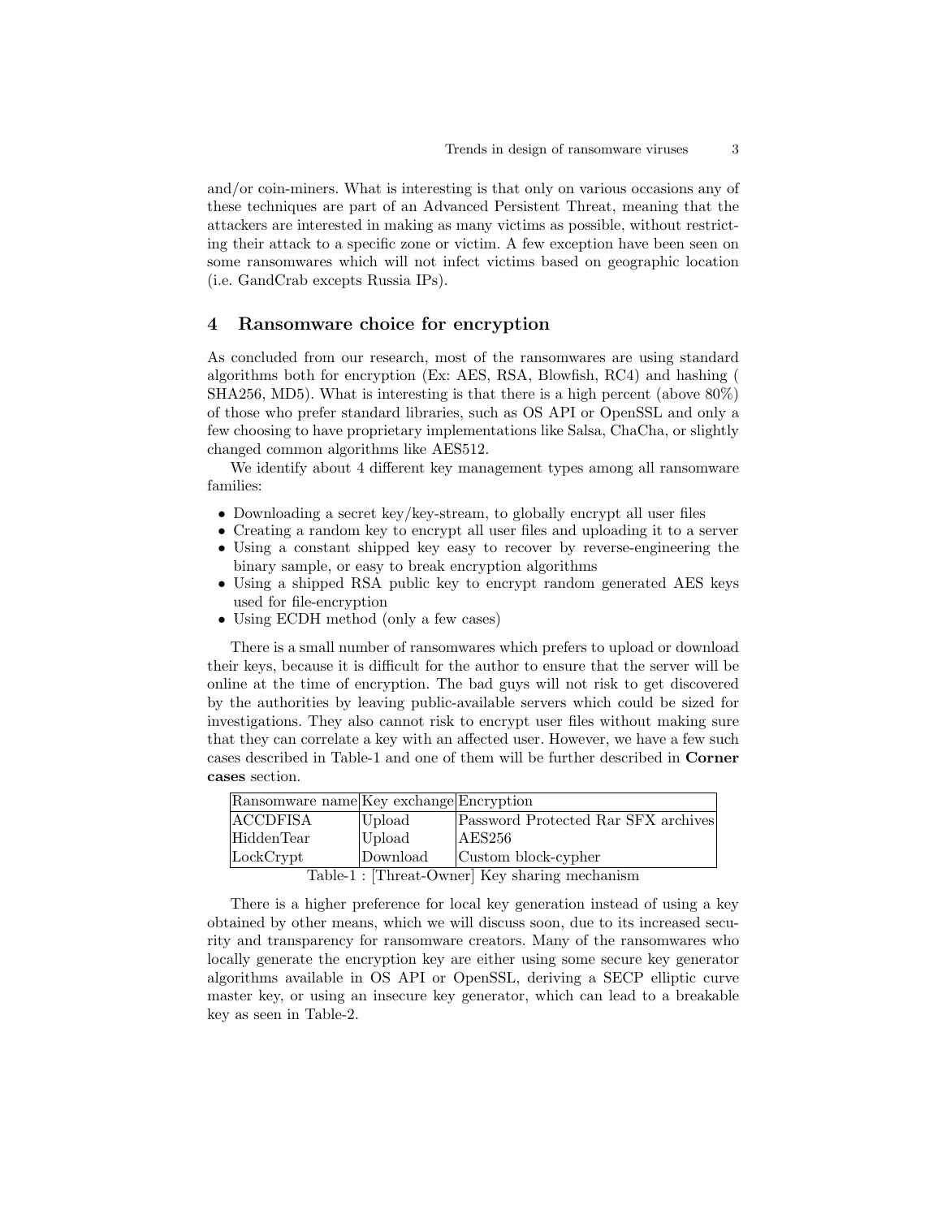and/or coin-miners. What is interesting is that only on various occasions any of these techniques are part of an Advanced Persistent Threat, meaning that the attackers are interested in making as many victims as possible, without restricting their attack to a specific zone or victim. A few exception have been seen on some ransomwares which will not infect victims based on geographic location (i.e. GandCrab excepts Russia IPs).

## 4 Ransomware choice for encryption

As concluded from our research, most of the ransomwares are using standard algorithms both for encryption (Ex: AES, RSA, Blowfish, RC4) and hashing ( SHA256, MD5). What is interesting is that there is a high percent (above 80%) of those who prefer standard libraries, such as OS API or OpenSSL and only a few choosing to have proprietary implementations like Salsa, ChaCha, or slightly changed common algorithms like AES512.

We identify about 4 different key management types among all ransomware families:

- Downloading a secret key/key-stream, to globally encrypt all user files
- Creating a random key to encrypt all user files and uploading it to a server
- Using a constant shipped key easy to recover by reverse-engineering the binary sample, or easy to break encryption algorithms
- Using a shipped RSA public key to encrypt random generated AES keys used for file-encryption
- Using ECDH method (only a few cases)

There is a small number of ransomwares which prefers to upload or download their keys, because it is difficult for the author to ensure that the server will be online at the time of encryption. The bad guys will not risk to get discovered by the authorities by leaving public-available servers which could be sized for investigations. They also cannot risk to encrypt user files without making sure that they can correlate a key with an affected user. However, we have a few such cases described in Table-1 and one of them will be further described in **Corner cases** section.

| Ransomware name | Key exchange | Encryption |
|---|---|---|
| ACCDFISA | Upload | Password Protected Rar SFX archives |
| HiddenTear | Upload | AES256 |
| LockCrypt | Download | Custom block-cypher |

Table-1 : [Threat-Owner] Key sharing mechanism

There is a higher preference for local key generation instead of using a key obtained by other means, which we will discuss soon, due to its increased security and transparency for ransomware creators. Many of the ransomwares who locally generate the encryption key are either using some secure key generator algorithms available in OS API or OpenSSL, deriving a SECP elliptic curve master key, or using an insecure key generator, which can lead to a breakable key as seen in Table-2.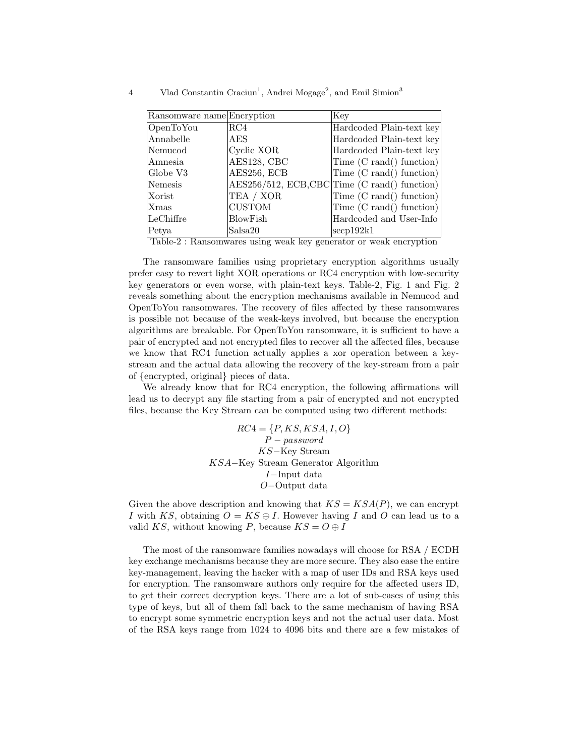| Ransomware name | Encryption | Key |
|---|---|---|
| OpenToYou | RC4 | Hardcoded Plain-text key |
| Annabelle | AES | Hardcoded Plain-text key |
| Nemucod | Cyclic XOR | Hardcoded Plain-text key |
| Amnesia | AES128, CBC | Time (C rand() function) |
| Globe V3 | AES256, ECB | Time (C rand() function) |
| Nemesis | AES256/512, ECB,CBC | Time (C rand() function) |
| Xorist | TEA / XOR | Time (C rand() function) |
| Xmas | CUSTOM | Time (C rand() function) |
| LeChiffre | BlowFish | Hardcoded and User-Info |
| Petya | Salsa20 | secp192k1 |

Table-2 : Ransomwares using weak key generator or weak encryption

The ransomware families using proprietary encryption algorithms usually prefer easy to revert light XOR operations or RC4 encryption with low-security key generators or even worse, with plain-text keys. Table-2, Fig. 1 and Fig. 2 reveals something about the encryption mechanisms available in Nemucod and OpenToYou ransomwares. The recovery of files affected by these ransomwares is possible not because of the weak-keys involved, but because the encryption algorithms are breakable. For OpenToYou ransomware, it is sufficient to have a pair of encrypted and not encrypted files to recover all the affected files, because we know that RC4 function actually applies a xor operation between a key-stream and the actual data allowing the recovery of the key-stream from a pair of {encrypted, original} pieces of data.

We already know that for RC4 encryption, the following affirmations will lead us to decrypt any file starting from a pair of encrypted and not encrypted files, because the Key Stream can be computed using two different methods:

$$
\begin{gathered}
RC4 = \{P, KS, KSA, I, O\} \\
P - password \\
KS - \text{Key Stream} \\
KSA - \text{Key Stream Generator Algorithm} \\
I - \text{Input data} \\
O - \text{Output data}
\end{gathered}
$$

Given the above description and knowing that $KS = KSA(P)$, we can encrypt $I$ with $KS$, obtaining $O = KS \oplus I$. However having $I$ and $O$ can lead us to a valid $KS$, without knowing $P$, because $KS = O \oplus I$

The most of the ransomware families nowadays will choose for RSA / ECDH key exchange mechanisms because they are more secure. They also ease the entire key-management, leaving the hacker with a map of user IDs and RSA keys used for encryption. The ransomware authors only require for the affected users ID, to get their correct decryption keys. There are a lot of sub-cases of using this type of keys, but all of them fall back to the same mechanism of having RSA to encrypt some symmetric encryption keys and not the actual user data. Most of the RSA keys range from 1024 to 4096 bits and there are a few mistakes of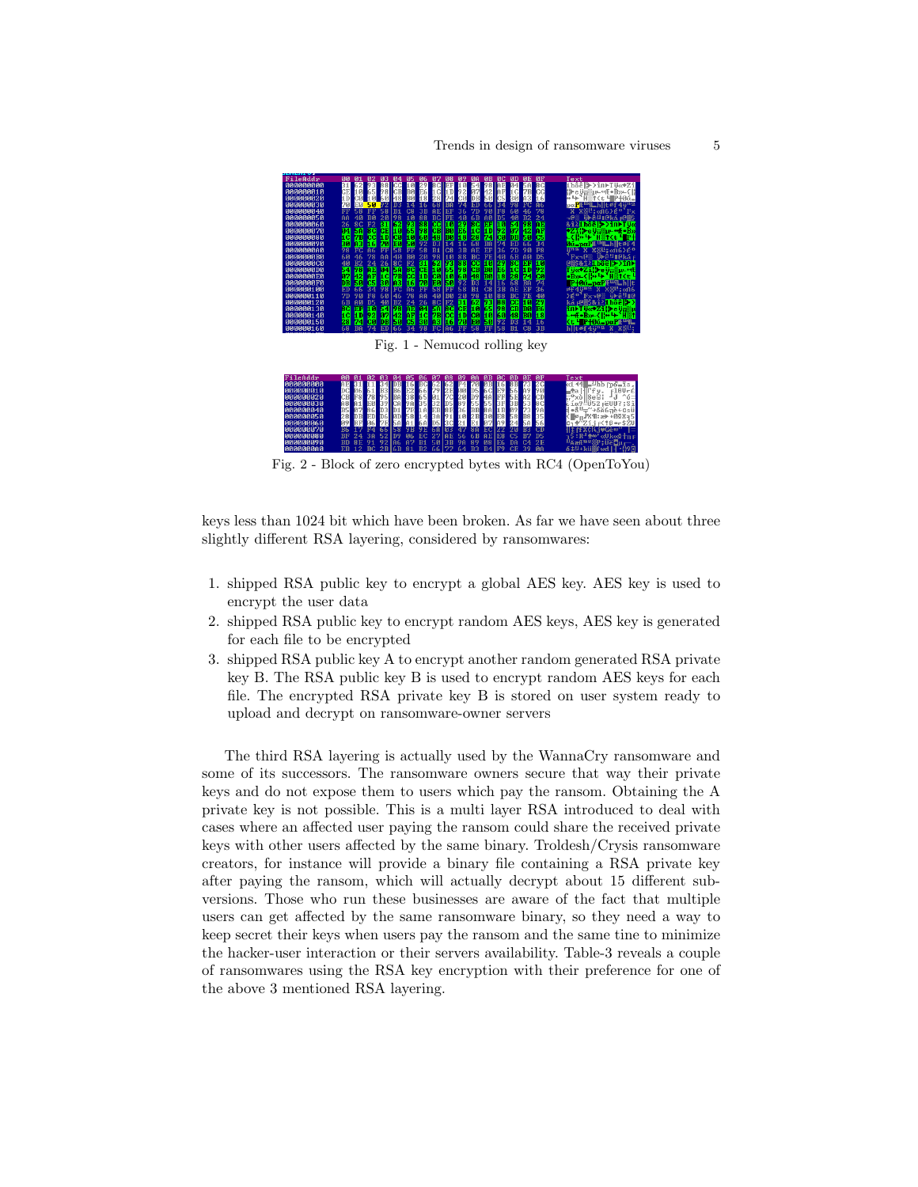Fig. 1 - Nemucod rolling key

Fig. 2 - Block of zero encrypted bytes with RC4 (OpenToYou)

keys less than 1024 bit which have been broken. As far we have seen about three slightly different RSA layering, considered by ransomwares:

1. shipped RSA public key to encrypt a global AES key. AES key is used to encrypt the user data
2. shipped RSA public key to encrypt random AES keys, AES key is generated for each file to be encrypted
3. shipped RSA public key A to encrypt another random generated RSA private key B. The RSA public key B is used to encrypt random AES keys for each file. The encrypted RSA private key B is stored on user system ready to upload and decrypt on ransomware-owner servers

The third RSA layering is actually used by the WannaCry ransomware and some of its successors. The ransomware owners secure that way their private keys and do not expose them to users which pay the ransom. Obtaining the A private key is not possible. This is a multi layer RSA introduced to deal with cases where an affected user paying the ransom could share the received private keys with other users affected by the same binary. Troldesh/Crysis ransomware creators, for instance will provide a binary file containing a RSA private key after paying the ransom, which will actually decrypt about 15 different sub-versions. Those who run these businesses are aware of the fact that multiple users can get affected by the same ransomware binary, so they need a way to keep secret their keys when users pay the ransom and the same tine to minimize the hacker-user interaction or their servers availability. Table-3 reveals a couple of ransomwares using the RSA key encryption with their preference for one of the above 3 mentioned RSA layering.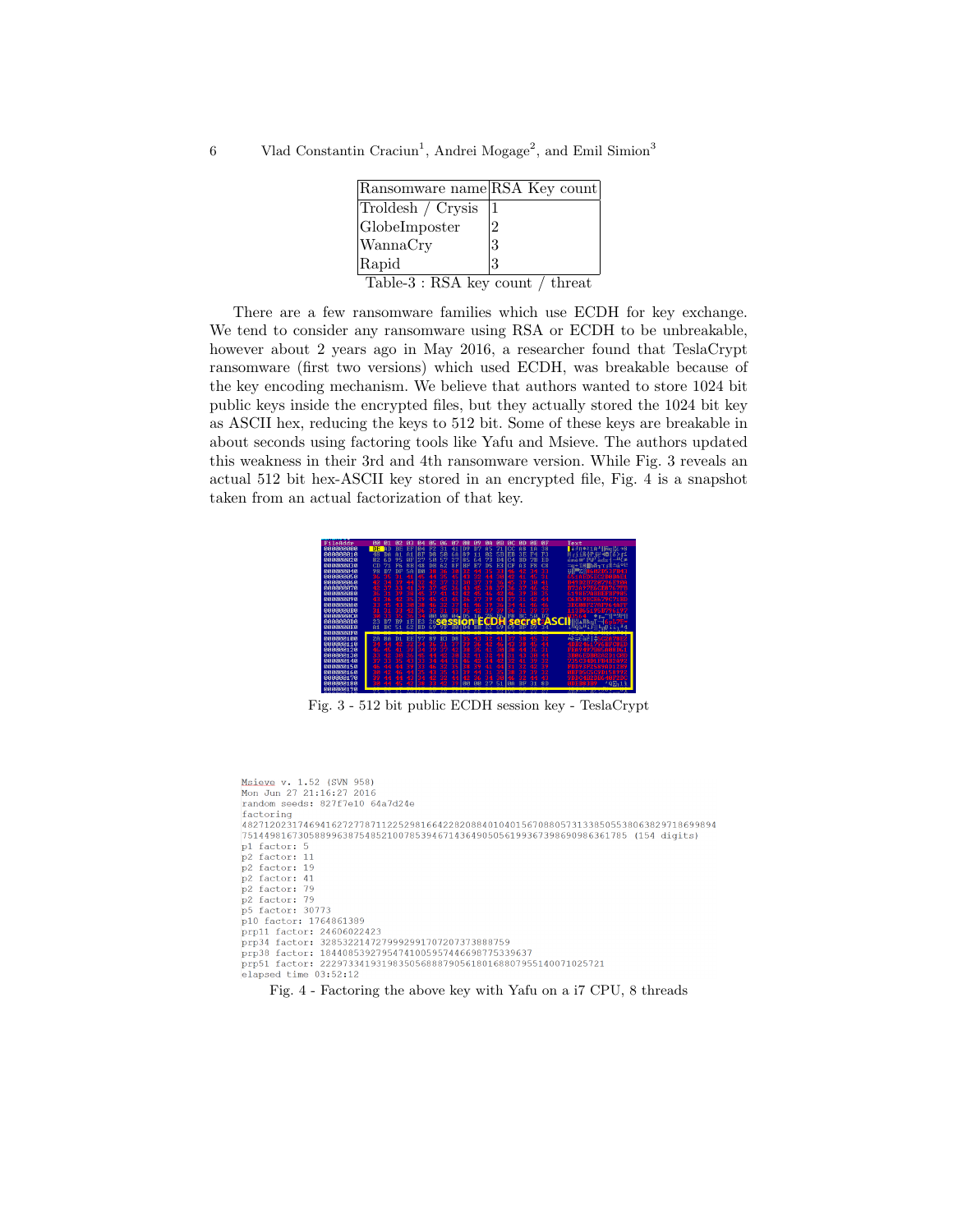| Ransomware name | RSA Key count |
|---|---|
| Troldesh / Crysis | 1 |
| GlobeImposter | 2 |
| WannaCry | 3 |
| Rapid | 3 |

Table-3 : RSA key count / threat

There are a few ransomware families which use ECDH for key exchange. We tend to consider any ransomware using RSA or ECDH to be unbreakable, however about 2 years ago in May 2016, a researcher found that TeslaCrypt ransomware (first two versions) which used ECDH, was breakable because of the key encoding mechanism. We believe that authors wanted to store 1024 bit public keys inside the encrypted files, but they actually stored the 1024 bit key as ASCII hex, reducing the keys to 512 bit. Some of these keys are breakable in about seconds using factoring tools like Yafu and Msieve. The authors updated this weakness in their 3rd and 4th ransomware version. While Fig. 3 reveals an actual 512 bit hex-ASCII key stored in an encrypted file, Fig. 4 is a snapshot taken from an actual factorization of that key.

Fig. 3 - 512 bit public ECDH session key - TeslaCrypt

```
Msieve v. 1.52 (SVN 958)
Mon Jun 27 21:16:27 2016
random seeds: 827f7e10 64a7d24e
factoring
4827120231746941627277871122529816642282088401040156708805731338505538063829718699894
7514498167305889963875485210078539467143649050561993673986909863617 85 (154 digits)
p1 factor: 5
p2 factor: 11
p2 factor: 19
p2 factor: 41
p2 factor: 79
p2 factor: 79
p5 factor: 30773
p10 factor: 1764861389
prp11 factor: 24606022423
prp34 factor: 3285322147279992991707207373888759
prp38 factor: 18440853927954741005957446698775339637
prp51 factor: 222973341931983505688879056180168807955140071025721
elapsed time 03:52:12
```

Fig. 4 - Factoring the above key with Yafu on a i7 CPU, 8 threads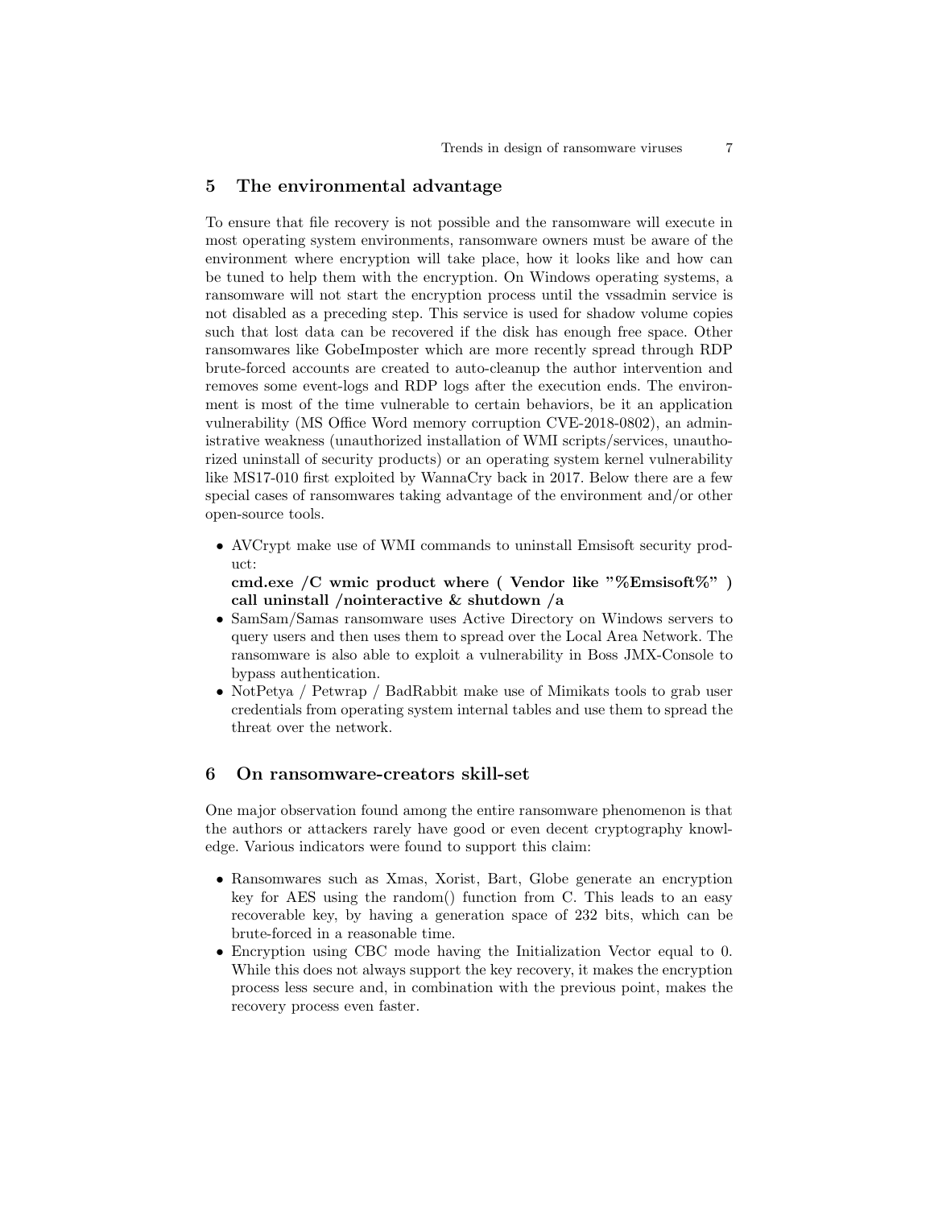## 5 The environmental advantage

To ensure that file recovery is not possible and the ransomware will execute in most operating system environments, ransomware owners must be aware of the environment where encryption will take place, how it looks like and how can be tuned to help them with the encryption. On Windows operating systems, a ransomware will not start the encryption process until the vssadmin service is not disabled as a preceding step. This service is used for shadow volume copies such that lost data can be recovered if the disk has enough free space. Other ransomwares like GobeImposter which are more recently spread through RDP brute-forced accounts are created to auto-cleanup the author intervention and removes some event-logs and RDP logs after the execution ends. The environment is most of the time vulnerable to certain behaviors, be it an application vulnerability (MS Office Word memory corruption CVE-2018-0802), an administrative weakness (unauthorized installation of WMI scripts/services, unauthorized uninstall of security products) or an operating system kernel vulnerability like MS17-010 first exploited by WannaCry back in 2017. Below there are a few special cases of ransomwares taking advantage of the environment and/or other open-source tools.

- AVCrypt make use of WMI commands to uninstall Emsisoft security product:
  **cmd.exe /C wmic product where ( Vendor like "%Emsisoft%" ) call uninstall /nointeractive & shutdown /a**
- SamSam/Samas ransomware uses Active Directory on Windows servers to query users and then uses them to spread over the Local Area Network. The ransomware is also able to exploit a vulnerability in Boss JMX-Console to bypass authentication.
- NotPetya / Petwrap / BadRabbit make use of Mimikats tools to grab user credentials from operating system internal tables and use them to spread the threat over the network.

## 6 On ransomware-creators skill-set

One major observation found among the entire ransomware phenomenon is that the authors or attackers rarely have good or even decent cryptography knowledge. Various indicators were found to support this claim:

- Ransomwares such as Xmas, Xorist, Bart, Globe generate an encryption key for AES using the random() function from C. This leads to an easy recoverable key, by having a generation space of 232 bits, which can be brute-forced in a reasonable time.
- Encryption using CBC mode having the Initialization Vector equal to 0. While this does not always support the key recovery, it makes the encryption process less secure and, in combination with the previous point, makes the recovery process even faster.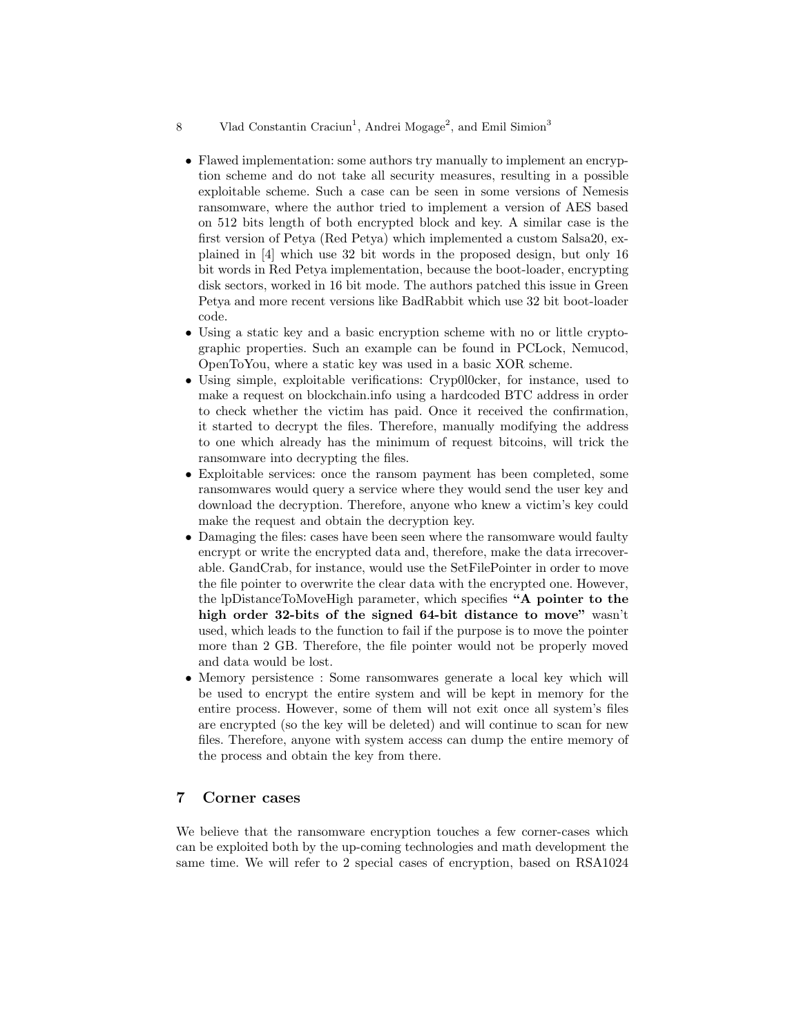- Flawed implementation: some authors try manually to implement an encryption scheme and do not take all security measures, resulting in a possible exploitable scheme. Such a case can be seen in some versions of Nemesis ransomware, where the author tried to implement a version of AES based on 512 bits length of both encrypted block and key. A similar case is the first version of Petya (Red Petya) which implemented a custom Salsa20, explained in [4] which use 32 bit words in the proposed design, but only 16 bit words in Red Petya implementation, because the boot-loader, encrypting disk sectors, worked in 16 bit mode. The authors patched this issue in Green Petya and more recent versions like BadRabbit which use 32 bit boot-loader code.
- Using a static key and a basic encryption scheme with no or little cryptographic properties. Such an example can be found in PCLock, Nemucod, OpenToYou, where a static key was used in a basic XOR scheme.
- Using simple, exploitable verifications: Cryp0l0cker, for instance, used to make a request on blockchain.info using a hardcoded BTC address in order to check whether the victim has paid. Once it received the confirmation, it started to decrypt the files. Therefore, manually modifying the address to one which already has the minimum of request bitcoins, will trick the ransomware into decrypting the files.
- Exploitable services: once the ransom payment has been completed, some ransomwares would query a service where they would send the user key and download the decryption. Therefore, anyone who knew a victim's key could make the request and obtain the decryption key.
- Damaging the files: cases have been seen where the ransomware would faulty encrypt or write the encrypted data and, therefore, make the data irrecoverable. GandCrab, for instance, would use the SetFilePointer in order to move the file pointer to overwrite the clear data with the encrypted one. However, the lpDistanceToMoveHigh parameter, which specifies **"A pointer to the high order 32-bits of the signed 64-bit distance to move"** wasn't used, which leads to the function to fail if the purpose is to move the pointer more than 2 GB. Therefore, the file pointer would not be properly moved and data would be lost.
- Memory persistence : Some ransomwares generate a local key which will be used to encrypt the entire system and will be kept in memory for the entire process. However, some of them will not exit once all system's files are encrypted (so the key will be deleted) and will continue to scan for new files. Therefore, anyone with system access can dump the entire memory of the process and obtain the key from there.

## 7 Corner cases

We believe that the ransomware encryption touches a few corner-cases which can be exploited both by the up-coming technologies and math development the same time. We will refer to 2 special cases of encryption, based on RSA1024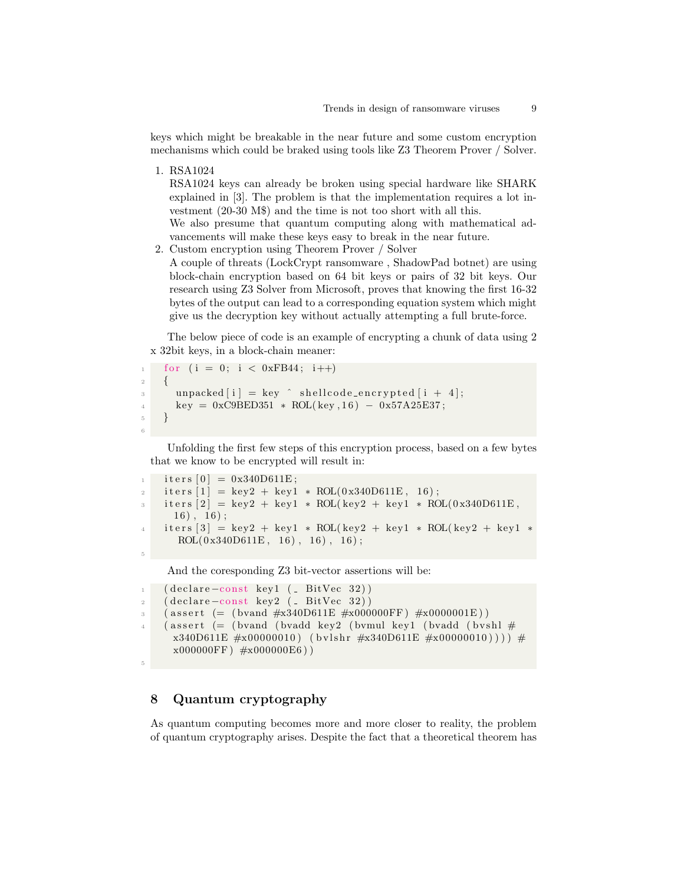keys which might be breakable in the near future and some custom encryption mechanisms which could be braked using tools like Z3 Theorem Prover / Solver.

1. RSA1024
   RSA1024 keys can already be broken using special hardware like SHARK explained in [3]. The problem is that the implementation requires a lot investment (20-30 M$) and the time is not too short with all this.
   We also presume that quantum computing along with mathematical advancements will make these keys easy to break in the near future.
2. Custom encryption using Theorem Prover / Solver
   A couple of threats (LockCrypt ransomware , ShadowPad botnet) are using block-chain encryption based on 64 bit keys or pairs of 32 bit keys. Our research using Z3 Solver from Microsoft, proves that knowing the first 16-32 bytes of the output can lead to a corresponding equation system which might give us the decryption key without actually attempting a full brute-force.

The below piece of code is an example of encrypting a chunk of data using 2 x 32bit keys, in a block-chain meaner:

```
for (i = 0; i < 0xFB44; i++)
{
  unpacked[i] = key ^ shellcode_encrypted[i + 4];
  key = 0xC9BED351 * ROL(key,16) - 0x57A25E37;
}
```

Unfolding the first few steps of this encryption process, based on a few bytes that we know to be encrypted will result in:

```
iters[0] = 0x340D611E;
iters[1] = key2 + key1 * ROL(0x340D611E, 16);
iters[2] = key2 + key1 * ROL(key2 + key1 * ROL(0x340D611E,
  16), 16);
iters[3] = key2 + key1 * ROL(key2 + key1 * ROL(key2 + key1 *
   ROL(0x340D611E, 16), 16), 16);
```

And the coresponding Z3 bit-vector assertions will be:

```
(declare-const key1 (_ BitVec 32))
(declare-const key2 (_ BitVec 32))
(assert (= (bvand #x340D611E #x000000FF) #x0000001E))
(assert (= (bvand (bvadd key2 (bvmul key1 (bvadd (bvshl #
  x340D611E #x00000010) (bvlshr #x340D611E #x00000010)))) #
  x000000FF) #x000000E6))
```

## 8 Quantum cryptography

As quantum computing becomes more and more closer to reality, the problem of quantum cryptography arises. Despite the fact that a theoretical theorem has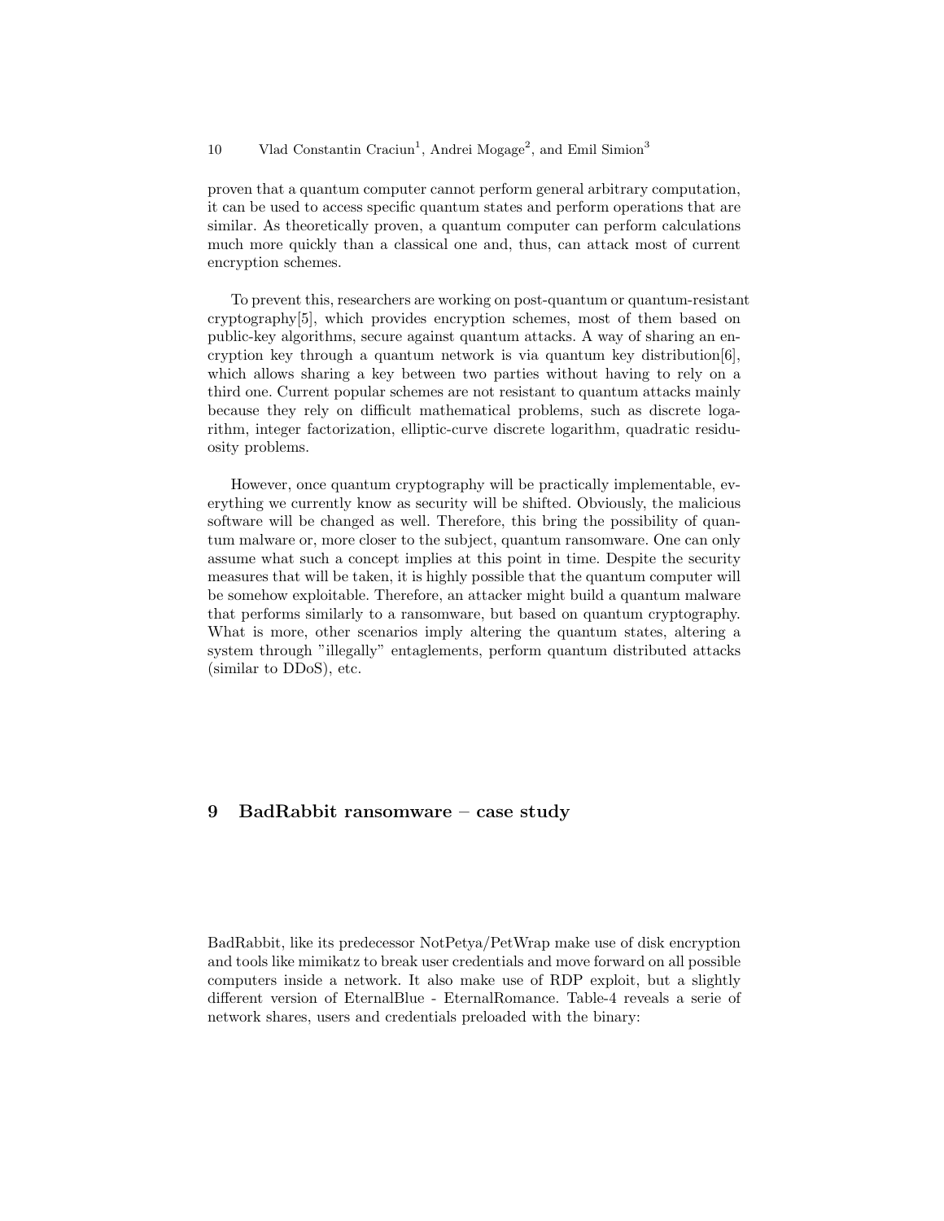proven that a quantum computer cannot perform general arbitrary computation, it can be used to access specific quantum states and perform operations that are similar. As theoretically proven, a quantum computer can perform calculations much more quickly than a classical one and, thus, can attack most of current encryption schemes.

To prevent this, researchers are working on post-quantum or quantum-resistant cryptography[5], which provides encryption schemes, most of them based on public-key algorithms, secure against quantum attacks. A way of sharing an encryption key through a quantum network is via quantum key distribution[6], which allows sharing a key between two parties without having to rely on a third one. Current popular schemes are not resistant to quantum attacks mainly because they rely on difficult mathematical problems, such as discrete logarithm, integer factorization, elliptic-curve discrete logarithm, quadratic residuosity problems.

However, once quantum cryptography will be practically implementable, everything we currently know as security will be shifted. Obviously, the malicious software will be changed as well. Therefore, this bring the possibility of quantum malware or, more closer to the subject, quantum ransomware. One can only assume what such a concept implies at this point in time. Despite the security measures that will be taken, it is highly possible that the quantum computer will be somehow exploitable. Therefore, an attacker might build a quantum malware that performs similarly to a ransomware, but based on quantum cryptography. What is more, other scenarios imply altering the quantum states, altering a system through "illegally" entaglements, perform quantum distributed attacks (similar to DDoS), etc.

## 9 BadRabbit ransomware – case study

BadRabbit, like its predecessor NotPetya/PetWrap make use of disk encryption and tools like mimikatz to break user credentials and move forward on all possible computers inside a network. It also make use of RDP exploit, but a slightly different version of EternalBlue - EternalRomance. Table-4 reveals a serie of network shares, users and credentials preloaded with the binary: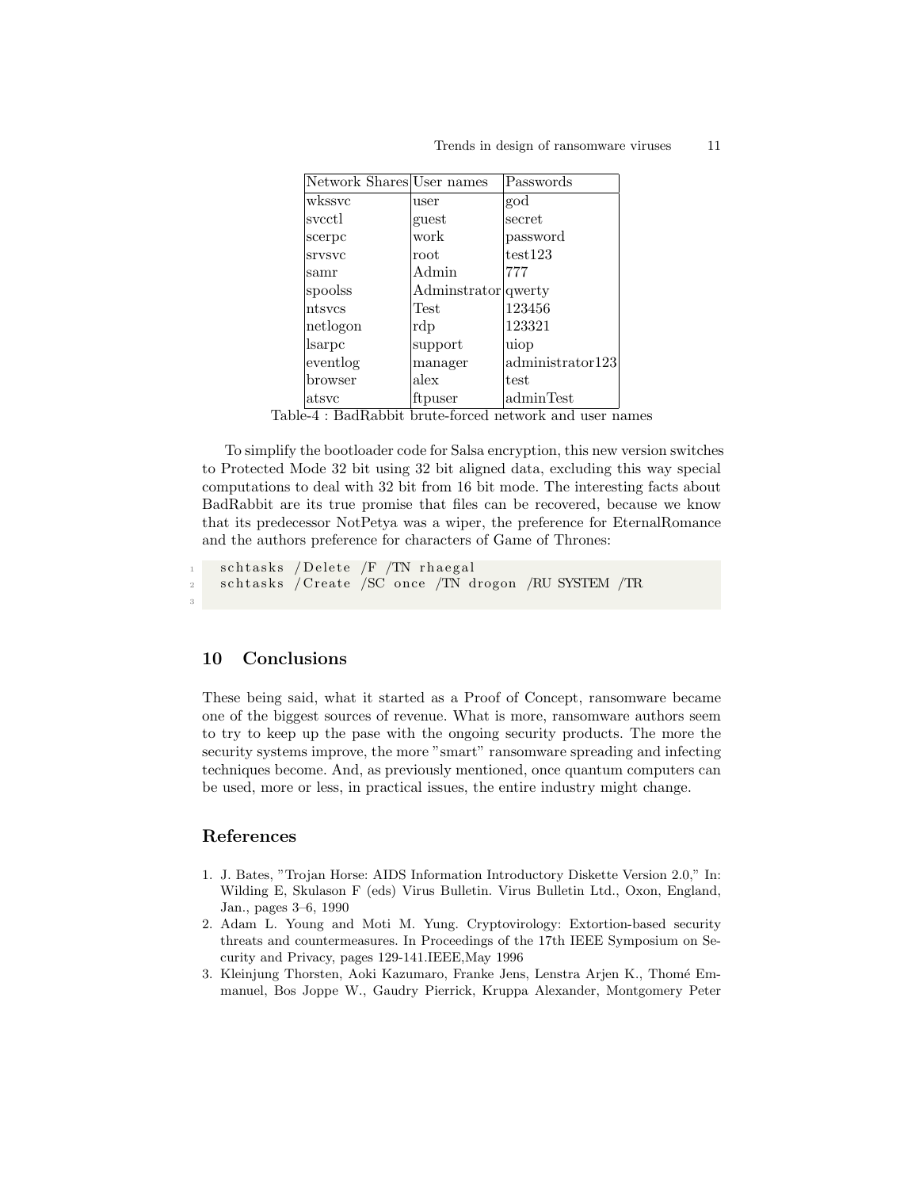| Network Shares | User names | Passwords |
|---|---|---|
| wkssvc | user | god |
| svcctl | guest | secret |
| scerpc | work | password |
| srvsvc | root | test123 |
| samr | Admin | 777 |
| spoolss | Adminstrator | qwerty |
| ntsvcs | Test | 123456 |
| netlogon | rdp | 123321 |
| lsarpc | support | uiop |
| eventlog | manager | administrator123 |
| browser | alex | test |
| atsvc | ftpuser | adminTest |

Table-4 : BadRabbit brute-forced network and user names

To simplify the bootloader code for Salsa encryption, this new version switches to Protected Mode 32 bit using 32 bit aligned data, excluding this way special computations to deal with 32 bit from 16 bit mode. The interesting facts about BadRabbit are its true promise that files can be recovered, because we know that its predecessor NotPetya was a wiper, the preference for EternalRomance and the authors preference for characters of Game of Thrones:

```
schtasks /Delete /F /TN rhaegal
schtasks /Create /SC once /TN drogon /RU SYSTEM /TR

```

## 10 Conclusions

These being said, what it started as a Proof of Concept, ransomware became one of the biggest sources of revenue. What is more, ransomware authors seem to try to keep up the pase with the ongoing security products. The more the security systems improve, the more "smart" ransomware spreading and infecting techniques become. And, as previously mentioned, once quantum computers can be used, more or less, in practical issues, the entire industry might change.

## References

1. J. Bates, "Trojan Horse: AIDS Information Introductory Diskette Version 2.0," In: Wilding E, Skulason F (eds) Virus Bulletin. Virus Bulletin Ltd., Oxon, England, Jan., pages 3–6, 1990
2. Adam L. Young and Moti M. Yung. Cryptovirology: Extortion-based security threats and countermeasures. In Proceedings of the 17th IEEE Symposium on Security and Privacy, pages 129-141.IEEE,May 1996
3. Kleinjung Thorsten, Aoki Kazumaro, Franke Jens, Lenstra Arjen K., Thomé Emmanuel, Bos Joppe W., Gaudry Pierrick, Kruppa Alexander, Montgomery Peter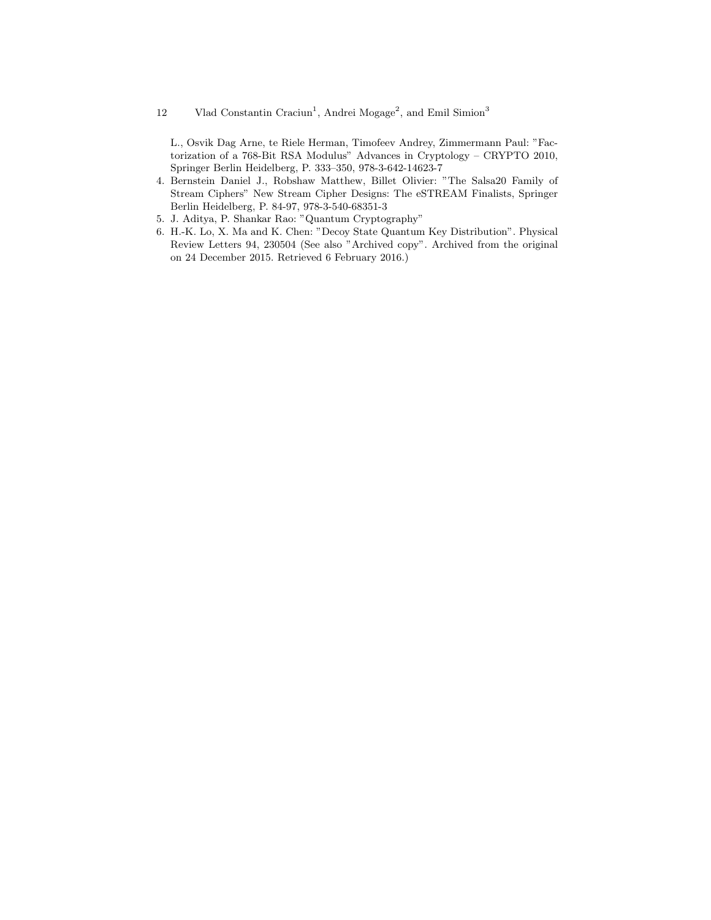L., Osvik Dag Arne, te Riele Herman, Timofeev Andrey, Zimmermann Paul: "Factorization of a 768-Bit RSA Modulus" Advances in Cryptology – CRYPTO 2010, Springer Berlin Heidelberg, P. 333–350, 978-3-642-14623-7

4. Bernstein Daniel J., Robshaw Matthew, Billet Olivier: "The Salsa20 Family of Stream Ciphers" New Stream Cipher Designs: The eSTREAM Finalists, Springer Berlin Heidelberg, P. 84-97, 978-3-540-68351-3
5. J. Aditya, P. Shankar Rao: "Quantum Cryptography"
6. H.-K. Lo, X. Ma and K. Chen: "Decoy State Quantum Key Distribution". Physical Review Letters 94, 230504 (See also "Archived copy". Archived from the original on 24 December 2015. Retrieved 6 February 2016.)